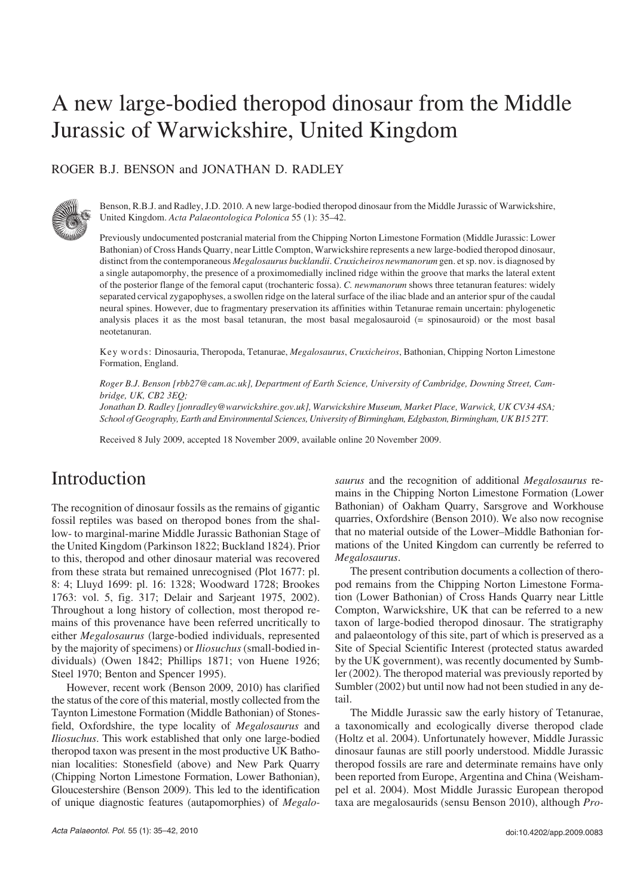# A new large-bodied theropod dinosaur from the Middle Jurassic of Warwickshire, United Kingdom

ROGER B.J. BENSON and JONATHAN D. RADLEY

Benson, R.B.J. and Radley, J.D. 2010. A new large-bodied theropod dinosaur from the Middle Jurassic of Warwickshire, United Kingdom. *Acta Palaeontologica Polonica* 55 (1): 35–42.

Previously undocumented postcranial material from the Chipping Norton Limestone Formation (Middle Jurassic: Lower Bathonian) of Cross Hands Quarry, near Little Compton, Warwickshire represents a new large-bodied theropod dinosaur, distinct from the contemporaneous *Megalosaurus bucklandii*. *Cruxicheiros newmanorum* gen. et sp. nov. is diagnosed by a single autapomorphy, the presence of a proximomedially inclined ridge within the groove that marks the lateral extent of the posterior flange of the femoral caput (trochanteric fossa). *C. newmanorum* shows three tetanuran features: widely separated cervical zygapophyses, a swollen ridge on the lateral surface of the iliac blade and an anterior spur of the caudal neural spines. However, due to fragmentary preservation its affinities within Tetanurae remain uncertain: phylogenetic analysis places it as the most basal tetanuran, the most basal megalosauroid (= spinosauroid) or the most basal neotetanuran.

Key words: Dinosauria, Theropoda, Tetanurae, *Megalosaurus*, *Cruxicheiros*, Bathonian, Chipping Norton Limestone Formation, England.

*Roger B.J. Benson [rbb27@cam.ac.uk], Department of Earth Science, University of Cambridge, Downing Street, Cambridge, UK, CB2 3EQ;*
*Jonathan D. Radley [jonradley@warwickshire.gov.uk], Warwickshire Museum, Market Place, Warwick, UK CV34 4SA; School of Geography, Earth and Environmental Sciences, University of Birmingham, Edgbaston, Birmingham, UK B15 2TT.*

Received 8 July 2009, accepted 18 November 2009, available online 20 November 2009.

## Introduction

The recognition of dinosaur fossils as the remains of gigantic fossil reptiles was based on theropod bones from the shallow- to marginal-marine Middle Jurassic Bathonian Stage of the United Kingdom (Parkinson 1822; Buckland 1824). Prior to this, theropod and other dinosaur material was recovered from these strata but remained unrecognised (Plot 1677: pl. 8: 4; Lluyd 1699: pl. 16: 1328; Woodward 1728; Brookes 1763: vol. 5, fig. 317; Delair and Sarjeant 1975, 2002). Throughout a long history of collection, most theropod remains of this provenance have been referred uncritically to either *Megalosaurus* (large-bodied individuals, represented by the majority of specimens) or *Iliosuchus* (small-bodied individuals) (Owen 1842; Phillips 1871; von Huene 1926; Steel 1970; Benton and Spencer 1995).

However, recent work (Benson 2009, 2010) has clarified the status of the core of this material, mostly collected from the Taynton Limestone Formation (Middle Bathonian) of Stonesfield, Oxfordshire, the type locality of *Megalosaurus* and *Iliosuchus*. This work established that only one large-bodied theropod taxon was present in the most productive UK Bathonian localities: Stonesfield (above) and New Park Quarry (Chipping Norton Limestone Formation, Lower Bathonian), Gloucestershire (Benson 2009). This led to the identification of unique diagnostic features (autapomorphies) of *Megalosaurus* and the recognition of additional *Megalosaurus* remains in the Chipping Norton Limestone Formation (Lower Bathonian) of Oakham Quarry, Sarsgrove and Workhouse quarries, Oxfordshire (Benson 2010). We also now recognise that no material outside of the Lower–Middle Bathonian formations of the United Kingdom can currently be referred to *Megalosaurus*.

The present contribution documents a collection of theropod remains from the Chipping Norton Limestone Formation (Lower Bathonian) of Cross Hands Quarry near Little Compton, Warwickshire, UK that can be referred to a new taxon of large-bodied theropod dinosaur. The stratigraphy and palaeontology of this site, part of which is preserved as a Site of Special Scientific Interest (protected status awarded by the UK government), was recently documented by Sumbler (2002). The theropod material was previously reported by Sumbler (2002) but until now had not been studied in any detail.

The Middle Jurassic saw the early history of Tetanurae, a taxonomically and ecologically diverse theropod clade (Holtz et al. 2004). Unfortunately however, Middle Jurassic dinosaur faunas are still poorly understood. Middle Jurassic theropod fossils are rare and determinate remains have only been reported from Europe, Argentina and China (Weishampel et al. 2004). Most Middle Jurassic European theropod taxa are megalosaurids (sensu Benson 2010), although *Pro-*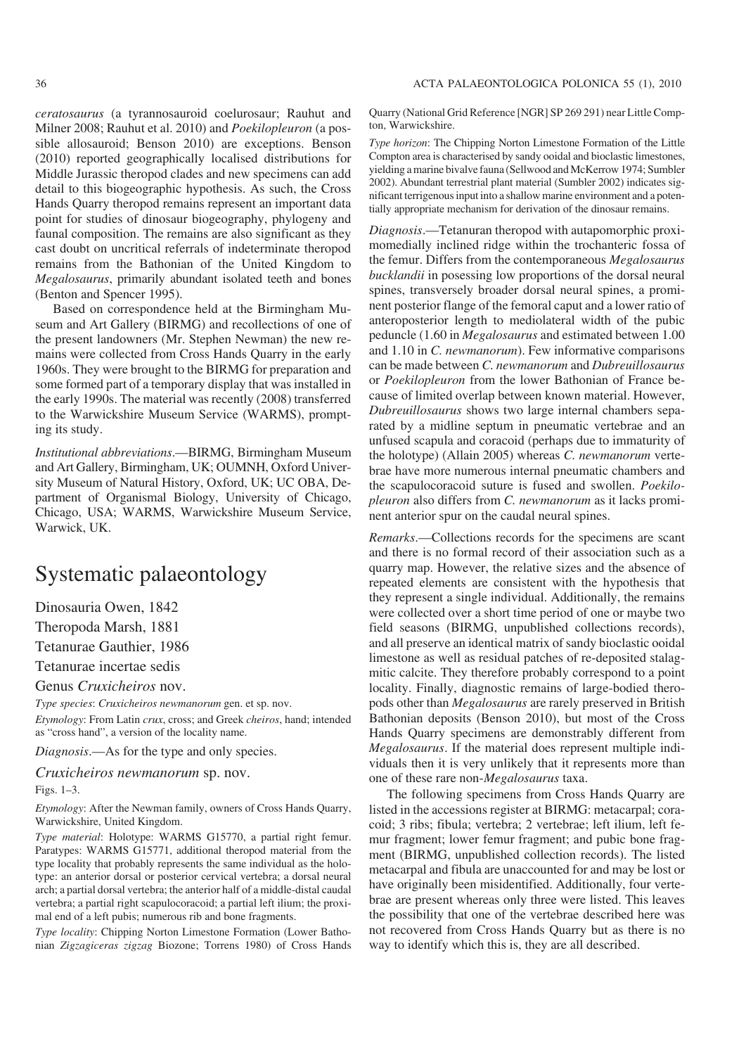*ceratosaurus* (a tyrannosauroid coelurosaur; Rauhut and Milner 2008; Rauhut et al. 2010) and *Poekilopleuron* (a possible allosauroid; Benson 2010) are exceptions. Benson (2010) reported geographically localised distributions for Middle Jurassic theropod clades and new specimens can add detail to this biogeographic hypothesis. As such, the Cross Hands Quarry theropod remains represent an important data point for studies of dinosaur biogeography, phylogeny and faunal composition. The remains are also significant as they cast doubt on uncritical referrals of indeterminate theropod remains from the Bathonian of the United Kingdom to *Megalosaurus*, primarily abundant isolated teeth and bones (Benton and Spencer 1995).

Based on correspondence held at the Birmingham Museum and Art Gallery (BIRMG) and recollections of one of the present landowners (Mr. Stephen Newman) the new remains were collected from Cross Hands Quarry in the early 1960s. They were brought to the BIRMG for preparation and some formed part of a temporary display that was installed in the early 1990s. The material was recently (2008) transferred to the Warwickshire Museum Service (WARMS), prompting its study.

*Institutional abbreviations*.—BIRMG, Birmingham Museum and Art Gallery, Birmingham, UK; OUMNH, Oxford University Museum of Natural History, Oxford, UK; UC OBA, Department of Organismal Biology, University of Chicago, Chicago, USA; WARMS, Warwickshire Museum Service, Warwick, UK.

# Systematic palaeontology

Dinosauria Owen, 1842

Theropoda Marsh, 1881

Tetanurae Gauthier, 1986

Tetanurae incertae sedis

Genus *Cruxicheiros* nov.

*Type species*: *Cruxicheiros newmanorum* gen. et sp. nov.

*Etymology*: From Latin *crux*, cross; and Greek *cheiros*, hand; intended as "cross hand", a version of the locality name.

*Diagnosis*.—As for the type and only species.

*Cruxicheiros newmanorum* sp. nov.

Figs. 1–3.

*Etymology*: After the Newman family, owners of Cross Hands Quarry, Warwickshire, United Kingdom.

*Type material*: Holotype: WARMS G15770, a partial right femur. Paratypes: WARMS G15771, additional theropod material from the type locality that probably represents the same individual as the holotype: an anterior dorsal or posterior cervical vertebra; a dorsal neural arch; a partial dorsal vertebra; the anterior half of a middle-distal caudal vertebra; a partial right scapulocoracoid; a partial left ilium; the proximal end of a left pubis; numerous rib and bone fragments.

*Type locality*: Chipping Norton Limestone Formation (Lower Bathonian *Zigzagiceras zigzag* Biozone; Torrens 1980) of Cross Hands Quarry (National Grid Reference [NGR] SP 269 291) near Little Compton, Warwickshire.

*Type horizon*: The Chipping Norton Limestone Formation of the Little Compton area is characterised by sandy ooidal and bioclastic limestones, yielding a marine bivalve fauna (Sellwood and McKerrow 1974; Sumbler 2002). Abundant terrestrial plant material (Sumbler 2002) indicates significant terrigenous input into a shallow marine environment and a potentially appropriate mechanism for derivation of the dinosaur remains.

*Diagnosis*.—Tetanuran theropod with autapomorphic proximomedially inclined ridge within the trochanteric fossa of the femur. Differs from the contemporaneous *Megalosaurus bucklandii* in posessing low proportions of the dorsal neural spines, transversely broader dorsal neural spines, a prominent posterior flange of the femoral caput and a lower ratio of anteroposterior length to mediolateral width of the pubic peduncle (1.60 in *Megalosaurus* and estimated between 1.00 and 1.10 in *C. newmanorum*). Few informative comparisons can be made between *C. newmanorum* and *Dubreuillosaurus* or *Poekilopleuron* from the lower Bathonian of France because of limited overlap between known material. However, *Dubreuillosaurus* shows two large internal chambers separated by a midline septum in pneumatic vertebrae and an unfused scapula and coracoid (perhaps due to immaturity of the holotype) (Allain 2005) whereas *C. newmanorum* vertebrae have more numerous internal pneumatic chambers and the scapulocoracoid suture is fused and swollen. *Poekilopleuron* also differs from *C. newmanorum* as it lacks prominent anterior spur on the caudal neural spines.

*Remarks*.—Collections records for the specimens are scant and there is no formal record of their association such as a quarry map. However, the relative sizes and the absence of repeated elements are consistent with the hypothesis that they represent a single individual. Additionally, the remains were collected over a short time period of one or maybe two field seasons (BIRMG, unpublished collections records), and all preserve an identical matrix of sandy bioclastic ooidal limestone as well as residual patches of re-deposited stalagmitic calcite. They therefore probably correspond to a point locality. Finally, diagnostic remains of large-bodied theropods other than *Megalosaurus* are rarely preserved in British Bathonian deposits (Benson 2010), but most of the Cross Hands Quarry specimens are demonstrably different from *Megalosaurus*. If the material does represent multiple individuals then it is very unlikely that it represents more than one of these rare non-*Megalosaurus* taxa.

The following specimens from Cross Hands Quarry are listed in the accessions register at BIRMG: metacarpal; coracoid; 3 ribs; fibula; vertebra; 2 vertebrae; left ilium, left femur fragment; lower femur fragment; and pubic bone fragment (BIRMG, unpublished collection records). The listed metacarpal and fibula are unaccounted for and may be lost or have originally been misidentified. Additionally, four vertebrae are present whereas only three were listed. This leaves the possibility that one of the vertebrae described here was not recovered from Cross Hands Quarry but as there is no way to identify which this is, they are all described.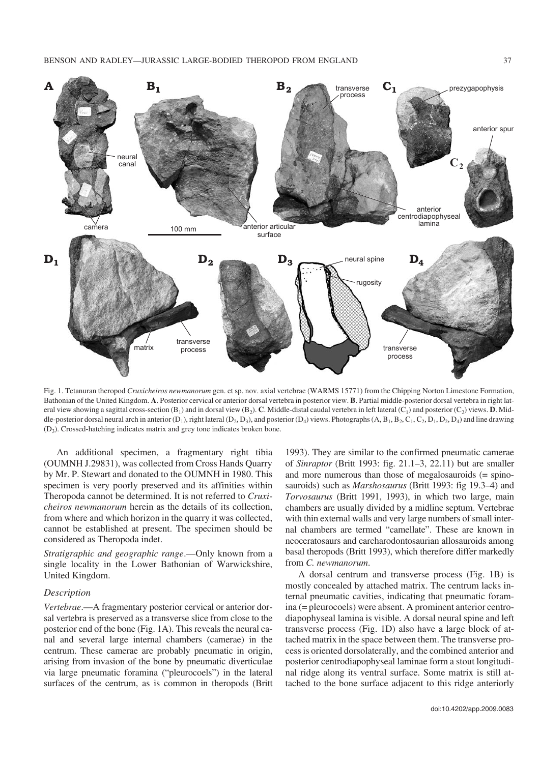Fig. 1. Tetanuran theropod *Cruxicheiros newmanorum* gen. et sp. nov. axial vertebrae (WARMS 15771) from the Chipping Norton Limestone Formation, Bathonian of the United Kingdom. **A**. Posterior cervical or anterior dorsal vertebra in posterior view. **B**. Partial middle-posterior dorsal vertebra in right lateral view showing a sagittal cross-section ($B_1$) and in dorsal view ($B_2$). **C**. Middle-distal caudal vertebra in left lateral ($C_1$) and posterior ($C_2$) views. **D**. Middle-posterior dorsal neural arch in anterior ($D_1$), right lateral ($D_2$, $D_3$), and posterior ($D_4$) views. Photographs (A, $B_1$, $B_2$, $C_1$, $C_2$, $D_1$, $D_2$, $D_4$) and line drawing ($D_3$). Crossed-hatching indicates matrix and grey tone indicates broken bone.

An additional specimen, a fragmentary right tibia (OUMNH J.29831), was collected from Cross Hands Quarry by Mr. P. Stewart and donated to the OUMNH in 1980. This specimen is very poorly preserved and its affinities within Theropoda cannot be determined. It is not referred to *Cruxicheiros newmanorum* herein as the details of its collection, from where and which horizon in the quarry it was collected, cannot be established at present. The specimen should be considered as Theropoda indet.

*Stratigraphic and geographic range*.—Only known from a single locality in the Lower Bathonian of Warwickshire, United Kingdom.

### Description

*Vertebrae*.—A fragmentary posterior cervical or anterior dorsal vertebra is preserved as a transverse slice from close to the posterior end of the bone (Fig. 1A). This reveals the neural canal and several large internal chambers (camerae) in the centrum. These camerae are probably pneumatic in origin, arising from invasion of the bone by pneumatic diverticulae via large pneumatic foramina ("pleurocoels") in the lateral surfaces of the centrum, as is common in theropods (Britt 1993). They are similar to the confirmed pneumatic camerae of *Sinraptor* (Britt 1993: fig. 21.1–3, 22.11) but are smaller and more numerous than those of megalosauroids (= spinosauroids) such as *Marshosaurus* (Britt 1993: fig 19.3–4) and *Torvosaurus* (Britt 1991, 1993), in which two large, main chambers are usually divided by a midline septum. Vertebrae with thin external walls and very large numbers of small internal chambers are termed "camellate". These are known in neoceratosaurs and carcharodontosaurian allosauroids among basal theropods (Britt 1993), which therefore differ markedly from *C. newmanorum*.

A dorsal centrum and transverse process (Fig. 1B) is mostly concealed by attached matrix. The centrum lacks internal pneumatic cavities, indicating that pneumatic foramina (= pleurocoels) were absent. A prominent anterior centrodiapophyseal lamina is visible. A dorsal neural spine and left transverse process (Fig. 1D) also have a large block of attached matrix in the space between them. The transverse process is oriented dorsolaterally, and the combined anterior and posterior centrodiapophyseal laminae form a stout longitudinal ridge along its ventral surface. Some matrix is still attached to the bone surface adjacent to this ridge anteriorly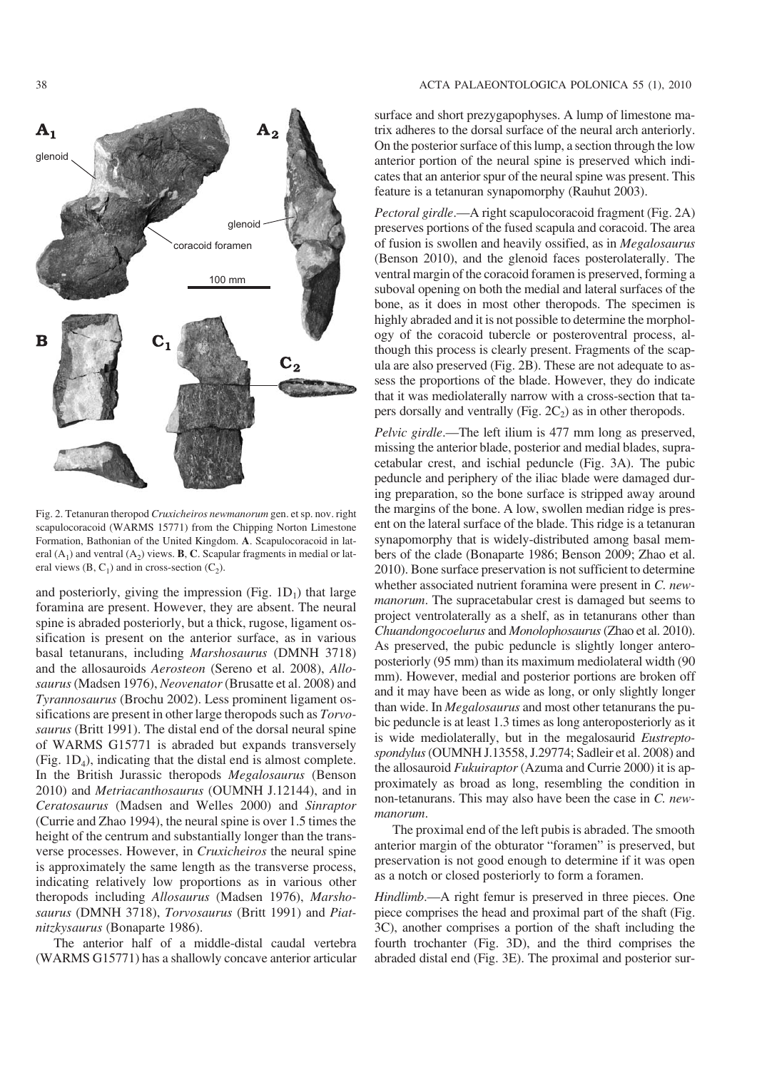Fig. 2. Tetanuran theropod *Cruxicheiros newmanorum* gen. et sp. nov. right scapulocoracoid (WARMS 15771) from the Chipping Norton Limestone Formation, Bathonian of the United Kingdom. **A**. Scapulocoracoid in lateral ($A_1$) and ventral ($A_2$) views. **B**, **C**. Scapular fragments in medial or lateral views (B, $C_1$) and in cross-section ($C_2$).

and posteriorly, giving the impression (Fig. $1D_1$) that large foramina are present. However, they are absent. The neural spine is abraded posteriorly, but a thick, rugose, ligament ossification is present on the anterior surface, as in various basal tetanurans, including *Marshosaurus* (DMNH 3718) and the allosauroids *Aerosteon* (Sereno et al. 2008), *Allosaurus* (Madsen 1976), *Neovenator* (Brusatte et al. 2008) and *Tyrannosaurus* (Brochu 2002). Less prominent ligament ossifications are present in other large theropods such as *Torvosaurus* (Britt 1991). The distal end of the dorsal neural spine of WARMS G15771 is abraded but expands transversely (Fig. $1D_4$), indicating that the distal end is almost complete. In the British Jurassic theropods *Megalosaurus* (Benson 2010) and *Metriacanthosaurus* (OUMNH J.12144), and in *Ceratosaurus* (Madsen and Welles 2000) and *Sinraptor* (Currie and Zhao 1994), the neural spine is over 1.5 times the height of the centrum and substantially longer than the transverse processes. However, in *Cruxicheiros* the neural spine is approximately the same length as the transverse process, indicating relatively low proportions as in various other theropods including *Allosaurus* (Madsen 1976), *Marshosaurus* (DMNH 3718), *Torvosaurus* (Britt 1991) and *Piatnitzkysaurus* (Bonaparte 1986).

The anterior half of a middle-distal caudal vertebra (WARMS G15771) has a shallowly concave anterior articular surface and short prezygapophyses. A lump of limestone matrix adheres to the dorsal surface of the neural arch anteriorly. On the posterior surface of this lump, a section through the low anterior portion of the neural spine is preserved which indicates that an anterior spur of the neural spine was present. This feature is a tetanuran synapomorphy (Rauhut 2003).

*Pectoral girdle*.—A right scapulocoracoid fragment (Fig. 2A) preserves portions of the fused scapula and coracoid. The area of fusion is swollen and heavily ossified, as in *Megalosaurus* (Benson 2010), and the glenoid faces posterolaterally. The ventral margin of the coracoid foramen is preserved, forming a suboval opening on both the medial and lateral surfaces of the bone, as it does in most other theropods. The specimen is highly abraded and it is not possible to determine the morphology of the coracoid tubercle or posteroventral process, although this process is clearly present. Fragments of the scapula are also preserved (Fig. 2B). These are not adequate to assess the proportions of the blade. However, they do indicate that it was mediolaterally narrow with a cross-section that tapers dorsally and ventrally (Fig. $2C_2$) as in other theropods.

*Pelvic girdle*.—The left ilium is 477 mm long as preserved, missing the anterior blade, posterior and medial blades, supracetabular crest, and ischial peduncle (Fig. 3A). The pubic peduncle and periphery of the iliac blade were damaged during preparation, so the bone surface is stripped away around the margins of the bone. A low, swollen median ridge is present on the lateral surface of the blade. This ridge is a tetanuran synapomorphy that is widely-distributed among basal members of the clade (Bonaparte 1986; Benson 2009; Zhao et al. 2010). Bone surface preservation is not sufficient to determine whether associated nutrient foramina were present in *C. newmanorum*. The supracetabular crest is damaged but seems to project ventrolaterally as a shelf, as in tetanurans other than *Chuandongocoelurus* and *Monolophosaurus* (Zhao et al. 2010). As preserved, the pubic peduncle is slightly longer anteroposteriorly (95 mm) than its maximum mediolateral width (90 mm). However, medial and posterior portions are broken off and it may have been as wide as long, or only slightly longer than wide. In *Megalosaurus* and most other tetanurans the pubic peduncle is at least 1.3 times as long anteroposteriorly as it is wide mediolaterally, but in the megalosaurid *Eustreptospondylus* (OUMNH J.13558, J.29774; Sadleir et al. 2008) and the allosauroid *Fukuiraptor* (Azuma and Currie 2000) it is approximately as broad as long, resembling the condition in non-tetanurans. This may also have been the case in *C. newmanorum*.

The proximal end of the left pubis is abraded. The smooth anterior margin of the obturator "foramen" is preserved, but preservation is not good enough to determine if it was open as a notch or closed posteriorly to form a foramen.

*Hindlimb*.—A right femur is preserved in three pieces. One piece comprises the head and proximal part of the shaft (Fig. 3C), another comprises a portion of the shaft including the fourth trochanter (Fig. 3D), and the third comprises the abraded distal end (Fig. 3E). The proximal and posterior sur-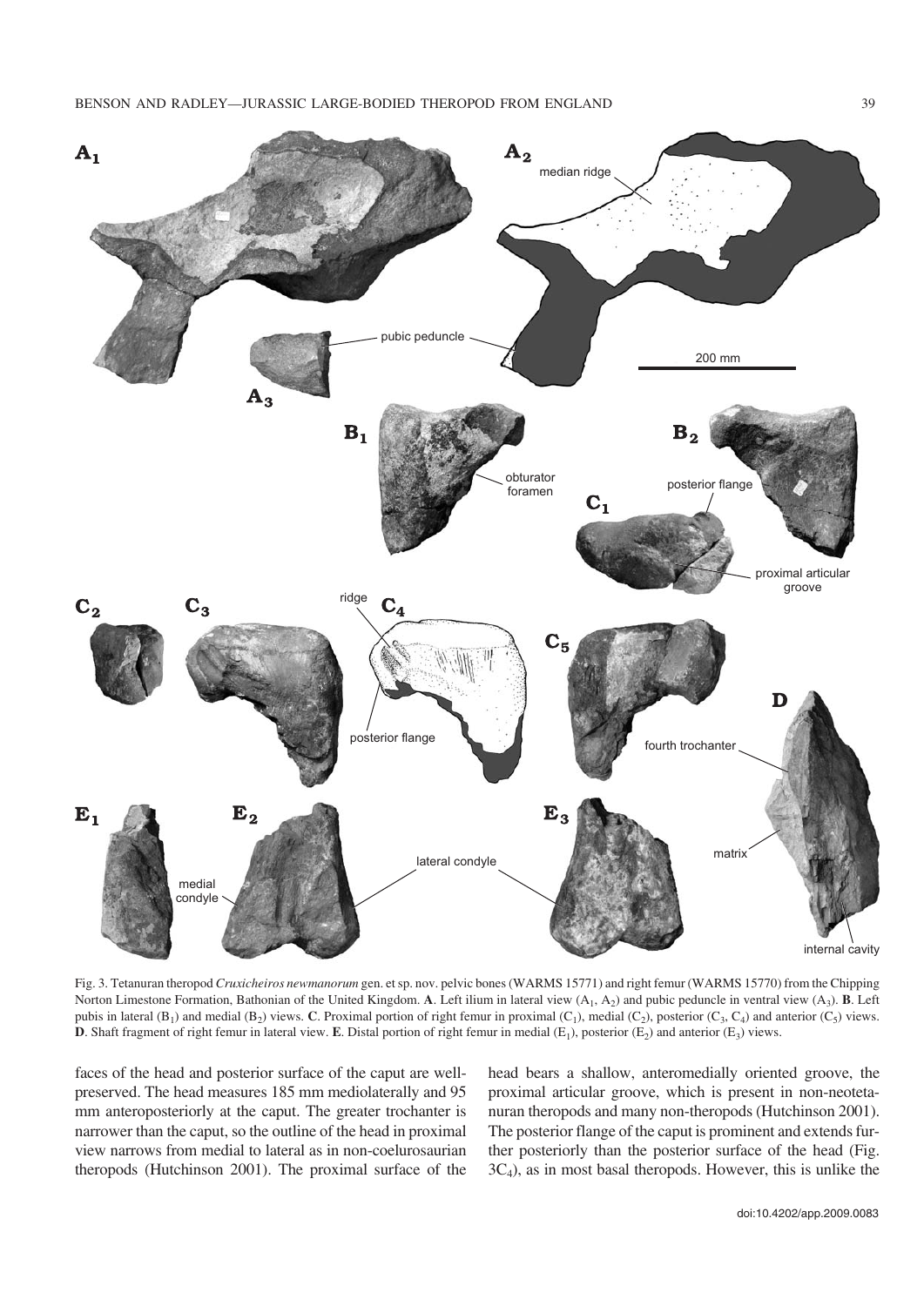Fig. 3. Tetanuran theropod *Cruxicheiros newmanorum* gen. et sp. nov. pelvic bones (WARMS 15771) and right femur (WARMS 15770) from the Chipping Norton Limestone Formation, Bathonian of the United Kingdom. **A**. Left ilium in lateral view ($A_1$, $A_2$) and pubic peduncle in ventral view ($A_3$). **B**. Left pubis in lateral ($B_1$) and medial ($B_2$) views. **C**. Proximal portion of right femur in proximal ($C_1$), medial ($C_2$), posterior ($C_3$, $C_4$) and anterior ($C_5$) views. **D**. Shaft fragment of right femur in lateral view. **E**. Distal portion of right femur in medial ($E_1$), posterior ($E_2$) and anterior ($E_3$) views.

faces of the head and posterior surface of the caput are well-preserved. The head measures 185 mm mediolaterally and 95 mm anteroposteriorly at the caput. The greater trochanter is narrower than the caput, so the outline of the head in proximal view narrows from medial to lateral as in non-coelurosaurian theropods (Hutchinson 2001). The proximal surface of the head bears a shallow, anteromedially oriented groove, the proximal articular groove, which is present in non-neotetanuran theropods and many non-theropods (Hutchinson 2001). The posterior flange of the caput is prominent and extends further posteriorly than the posterior surface of the head (Fig. $3C_4$), as in most basal theropods. However, this is unlike the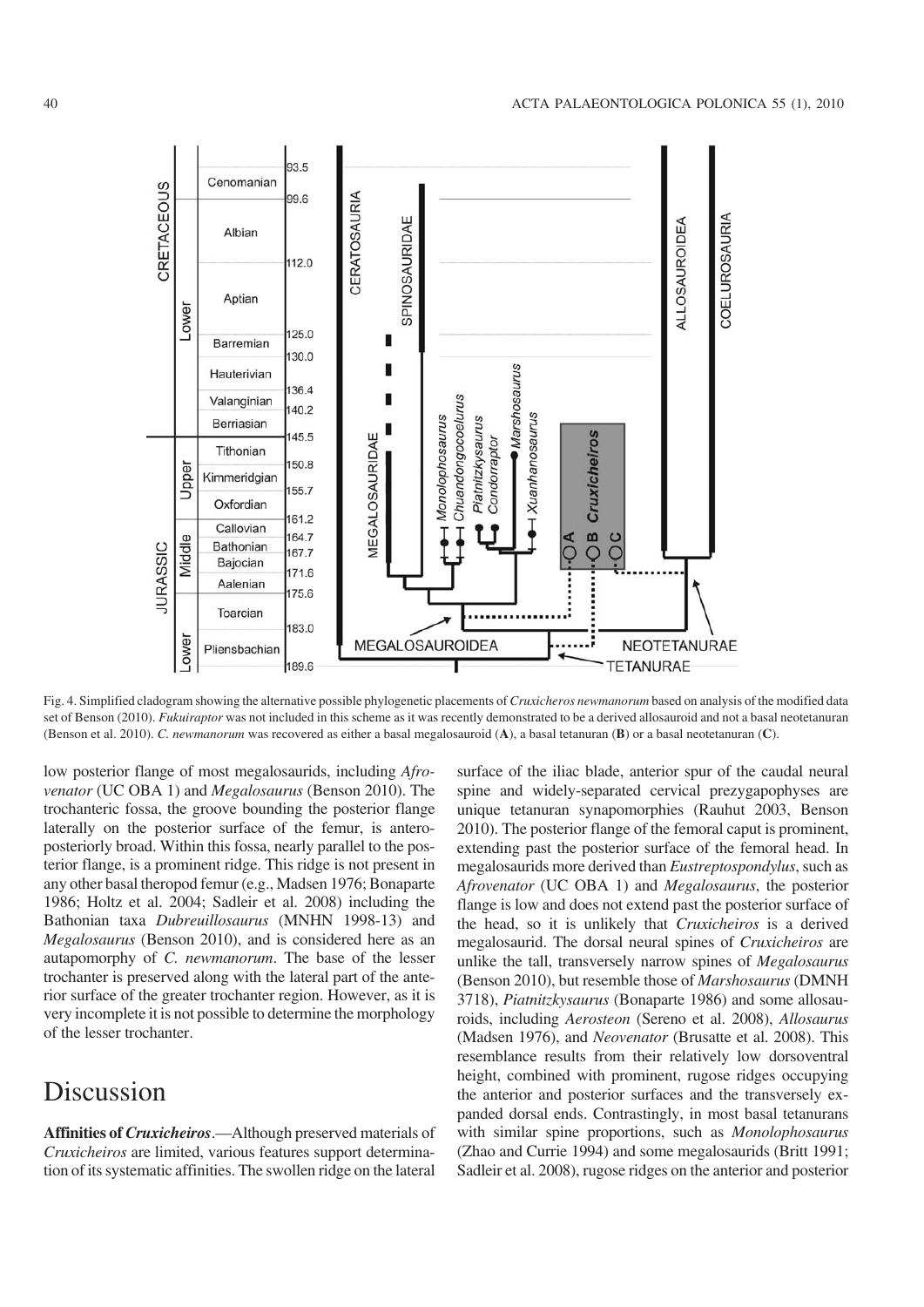Fig. 4. Simplified cladogram showing the alternative possible phylogenetic placements of *Cruxicheros newmanorum* based on analysis of the modified data set of Benson (2010). *Fukuiraptor* was not included in this scheme as it was recently demonstrated to be a derived allosauroid and not a basal neotetanuran (Benson et al. 2010). *C. newmanorum* was recovered as either a basal megalosauroid (**A**), a basal tetanuran (**B**) or a basal neotetanuran (**C**).

low posterior flange of most megalosaurids, including *Afrovenator* (UC OBA 1) and *Megalosaurus* (Benson 2010). The trochanteric fossa, the groove bounding the posterior flange laterally on the posterior surface of the femur, is anteroposteriorly broad. Within this fossa, nearly parallel to the posterior flange, is a prominent ridge. This ridge is not present in any other basal theropod femur (e.g., Madsen 1976; Bonaparte 1986; Holtz et al. 2004; Sadleir et al. 2008) including the Bathonian taxa *Dubreuillosaurus* (MNHN 1998-13) and *Megalosaurus* (Benson 2010), and is considered here as an autapomorphy of *C. newmanorum*. The base of the lesser trochanter is preserved along with the lateral part of the anterior surface of the greater trochanter region. However, as it is very incomplete it is not possible to determine the morphology of the lesser trochanter.

# Discussion

**Affinities of *Cruxicheiros*.**—Although preserved materials of *Cruxicheiros* are limited, various features support determination of its systematic affinities. The swollen ridge on the lateral surface of the iliac blade, anterior spur of the caudal neural spine and widely-separated cervical prezygapophyses are unique tetanuran synapomorphies (Rauhut 2003, Benson 2010). The posterior flange of the femoral caput is prominent, extending past the posterior surface of the femoral head. In megalosaurids more derived than *Eustreptospondylus*, such as *Afrovenator* and *Megalosaurus*, the posterior flange is low and does not extend past the posterior surface of the head, so it is unlikely that *Cruxicheiros* is a derived megalosaurid. The dorsal neural spines of *Cruxicheiros* are unlike the tall, transversely narrow spines of *Megalosaurus* (Benson 2010), but resemble those of *Marshosaurus* (DMNH 3718), *Piatnitzkysaurus* (Bonaparte 1986) and some allosauroids, including *Aerosteon* (Sereno et al. 2008), *Allosaurus* (Madsen 1976), and *Neovenator* (Brusatte et al. 2008). This resemblance results from their relatively low dorsoventral height, combined with prominent, rugose ridges occupying the anterior and posterior surfaces and the transversely expanded dorsal ends. Contrastingly, in most basal tetanurans with similar spine proportions, such as *Monolophosaurus* (Zhao and Currie 1994) and some megalosaurids (Britt 1991; Sadleir et al. 2008), rugose ridges on the anterior and posterior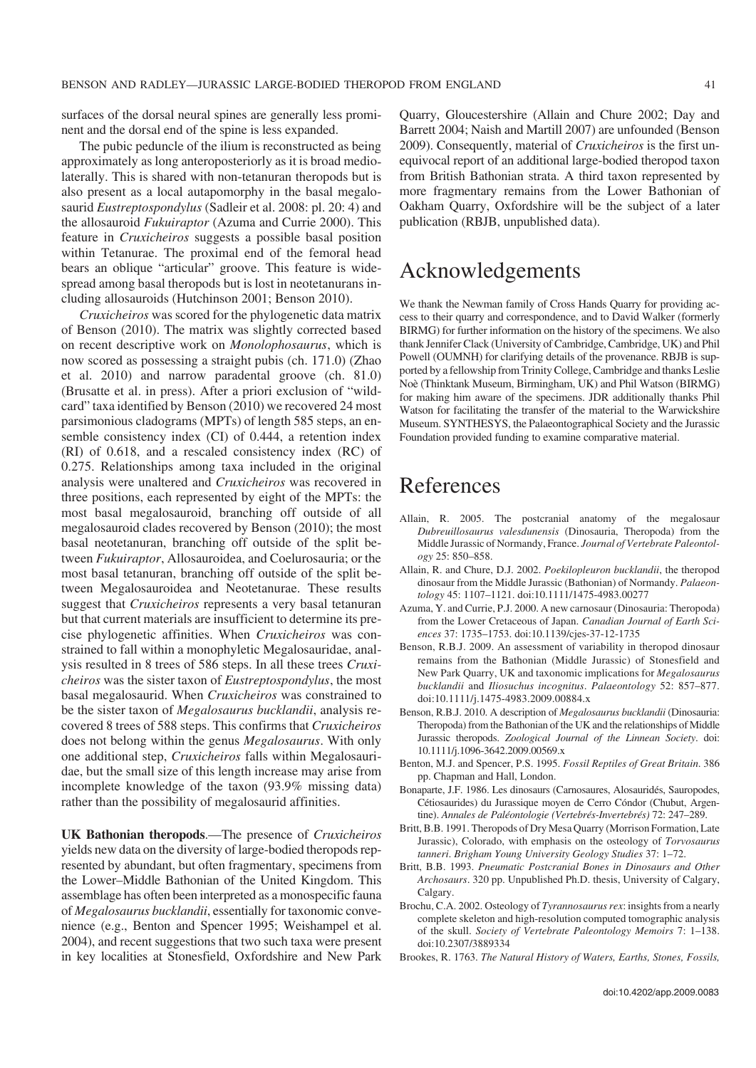surfaces of the dorsal neural spines are generally less prominent and the dorsal end of the spine is less expanded.

The pubic peduncle of the ilium is reconstructed as being approximately as long anteroposteriorly as it is broad mediolaterally. This is shared with non-tetanuran theropods but is also present as a local autapomorphy in the basal megalosaurid *Eustreptospondylus* (Sadleir et al. 2008: pl. 20: 4) and the allosauroid *Fukuiraptor* (Azuma and Currie 2000). This feature in *Cruxicheiros* suggests a possible basal position within Tetanurae. The proximal end of the femoral head bears an oblique "articular" groove. This feature is widespread among basal theropods but is lost in neotetanurans including allosauroids (Hutchinson 2001; Benson 2010).

*Cruxicheiros* was scored for the phylogenetic data matrix of Benson (2010). The matrix was slightly corrected based on recent descriptive work on *Monolophosaurus*, which is now scored as possessing a straight pubis (ch. 171.0) (Zhao et al. 2010) and narrow paradental groove (ch. 81.0) (Brusatte et al. in press). After a priori exclusion of "wildcard" taxa identified by Benson (2010) we recovered 24 most parsimonious cladograms (MPTs) of length 585 steps, an ensemble consistency index (CI) of 0.444, a retention index (RI) of 0.618, and a rescaled consistency index (RC) of 0.275. Relationships among taxa included in the original analysis were unaltered and *Cruxicheiros* was recovered in three positions, each represented by eight of the MPTs: the most basal megalosauroid, branching off outside of all megalosauroid clades recovered by Benson (2010); the most basal neotetanuran, branching off outside of the split between *Fukuiraptor*, Allosauroidea, and Coelurosauria; or the most basal tetanuran, branching off outside of the split between Megalosauroidea and Neotetanurae. These results suggest that *Cruxicheiros* represents a very basal tetanuran but that current materials are insufficient to determine its precise phylogenetic affinities. When *Cruxicheiros* was constrained to fall within a monophyletic Megalosauridae, analysis resulted in 8 trees of 586 steps. In all these trees *Cruxicheiros* was the sister taxon of *Eustreptospondylus*, the most basal megalosaurid. When *Cruxicheiros* was constrained to be the sister taxon of *Megalosaurus bucklandii*, analysis recovered 8 trees of 588 steps. This confirms that *Cruxicheiros* does not belong within the genus *Megalosaurus*. With only one additional step, *Cruxicheiros* falls within Megalosauridae, but the small size of this length increase may arise from incomplete knowledge of the taxon (93.9% missing data) rather than the possibility of megalosaurid affinities.

**UK Bathonian theropods**.—The presence of *Cruxicheiros* yields new data on the diversity of large-bodied theropods represented by abundant, but often fragmentary, specimens from the Lower–Middle Bathonian of the United Kingdom. This assemblage has often been interpreted as a monospecific fauna of *Megalosaurus bucklandii*, essentially for taxonomic convenience (e.g., Benton and Spencer 1995; Weishampel et al. 2004), and recent suggestions that two such taxa were present in key localities at Stonesfield, Oxfordshire and New Park Quarry, Gloucestershire (Allain and Chure 2002; Day and Barrett 2004; Naish and Martill 2007) are unfounded (Benson 2009). Consequently, material of *Cruxicheiros* is the first unequivocal report of an additional large-bodied theropod taxon from British Bathonian strata. A third taxon represented by more fragmentary remains from the Lower Bathonian of Oakham Quarry, Oxfordshire will be the subject of a later publication (RBJB, unpublished data).

# Acknowledgements

We thank the Newman family of Cross Hands Quarry for providing access to their quarry and correspondence, and to David Walker (formerly BIRMG) for further information on the history of the specimens. We also thank Jennifer Clack (University of Cambridge, Cambridge, UK) and Phil Powell (OUMNH) for clarifying details of the provenance. RBJB is supported by a fellowship from Trinity College, Cambridge and thanks Leslie Noè (Thinktank Museum, Birmingham, UK) and Phil Watson (BIRMG) for making him aware of the specimens. JDR additionally thanks Phil Watson for facilitating the transfer of the material to the Warwickshire Museum. SYNTHESYS, the Palaeontographical Society and the Jurassic Foundation provided funding to examine comparative material.

# References

Allain, R. 2005. The postcranial anatomy of the megalosaur *Dubreuillosaurus valesdunensis* (Dinosauria, Theropoda) from the Middle Jurassic of Normandy, France. *Journal of Vertebrate Paleontology* 25: 850–858.

Allain, R. and Chure, D.J. 2002. *Poekilopleuron bucklandii*, the theropod dinosaur from the Middle Jurassic (Bathonian) of Normandy. *Palaeontology* 45: 1107–1121. doi:10.1111/1475-4983.00277

Azuma, Y. and Currie, P.J. 2000. A new carnosaur (Dinosauria: Theropoda) from the Lower Cretaceous of Japan. *Canadian Journal of Earth Sciences* 37: 1735–1753. doi:10.1139/cjes-37-12-1735

Benson, R.B.J. 2009. An assessment of variability in theropod dinosaur remains from the Bathonian (Middle Jurassic) of Stonesfield and New Park Quarry, UK and taxonomic implications for *Megalosaurus bucklandii* and *Iliosuchus incognitus*. *Palaeontology* 52: 857–877. doi:10.1111/j.1475-4983.2009.00884.x

Benson, R.B.J. 2010. A description of *Megalosaurus bucklandii* (Dinosauria: Theropoda) from the Bathonian of the UK and the relationships of Middle Jurassic theropods. *Zoological Journal of the Linnean Society*. doi: 10.1111/j.1096-3642.2009.00569.x

Benton, M.J. and Spencer, P.S. 1995. *Fossil Reptiles of Great Britain*. 386 pp. Chapman and Hall, London.

Bonaparte, J.F. 1986. Les dinosaurs (Carnosaures, Alosauridés, Sauropodes, Cétiosaurides) du Jurassique moyen de Cerro Cóndor (Chubut, Argentine). *Annales de Paléontologie (Vertebrés-Invertebrés)* 72: 247–289.

Britt, B.B. 1991. Theropods of Dry Mesa Quarry (Morrison Formation, Late Jurassic), Colorado, with emphasis on the osteology of *Torvosaurus tanneri*. *Brigham Young University Geology Studies* 37: 1–72.

Britt, B.B. 1993. *Pneumatic Postcranial Bones in Dinosaurs and Other Archosaurs*. 320 pp. Unpublished Ph.D. thesis, University of Calgary, Calgary.

Brochu, C.A. 2002. Osteology of *Tyrannosaurus rex*: insights from a nearly complete skeleton and high-resolution computed tomographic analysis of the skull. *Society of Vertebrate Paleontology Memoirs* 7: 1–138. doi:10.2307/3889334

Brookes, R. 1763. *The Natural History of Waters, Earths, Stones, Fossils,*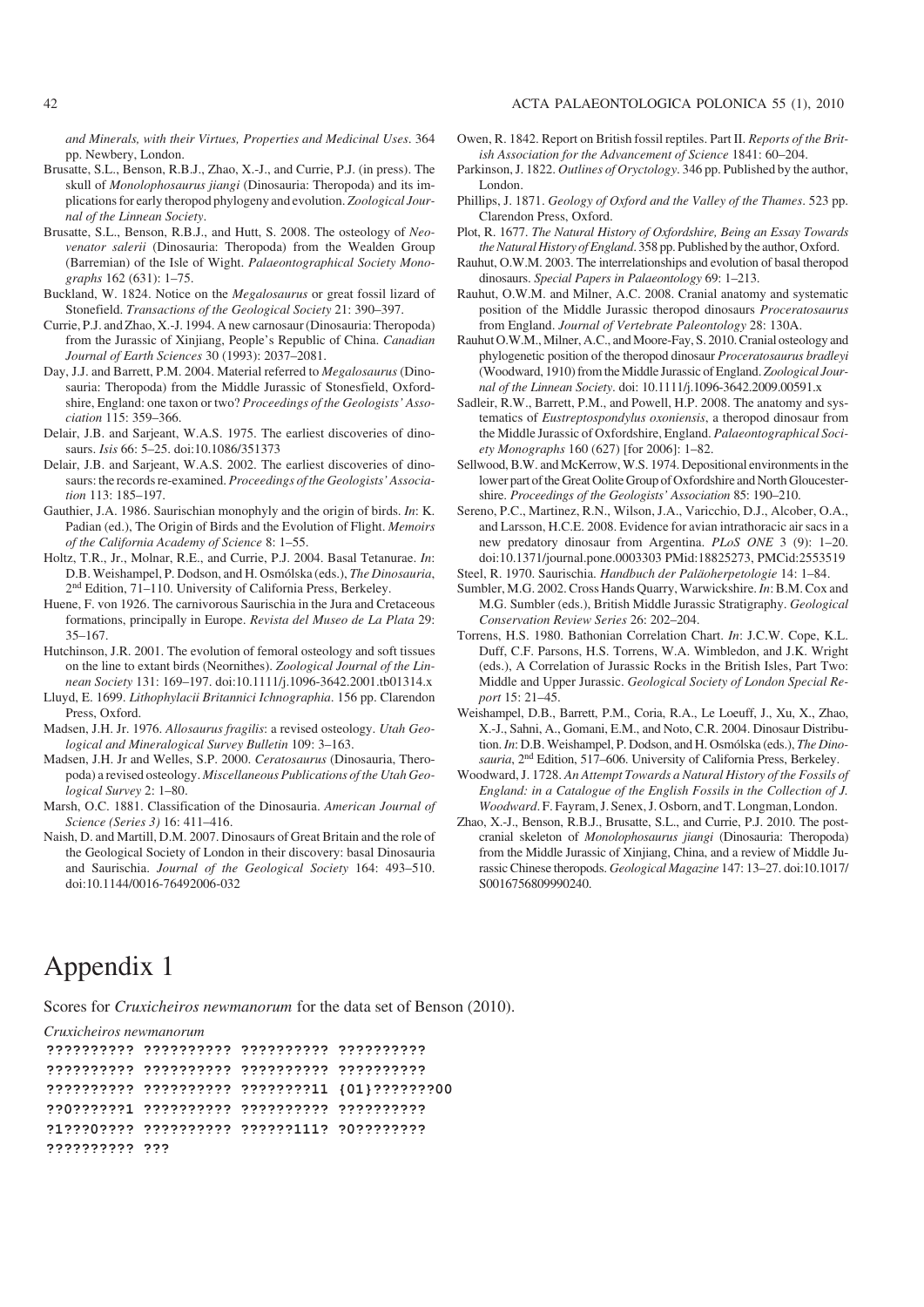*and Minerals, with their Virtues, Properties and Medicinal Uses*. 364 pp. Newbery, London.

Brusatte, S.L., Benson, R.B.J., Zhao, X.-J., and Currie, P.J. (in press). The skull of *Monolophosaurus jiangi* (Dinosauria: Theropoda) and its implications for early theropod phylogeny and evolution. *Zoological Journal of the Linnean Society*.

Brusatte, S.L., Benson, R.B.J., and Hutt, S. 2008. The osteology of *Neovenator salerii* (Dinosauria: Theropoda) from the Wealden Group (Barremian) of the Isle of Wight. *Palaeontographical Society Monographs* 162 (631): 1–75.

Buckland, W. 1824. Notice on the *Megalosaurus* or great fossil lizard of Stonefield. *Transactions of the Geological Society* 21: 390–397.

Currie, P.J. and Zhao, X.-J. 1994. A new carnosaur (Dinosauria: Theropoda) from the Jurassic of Xinjiang, People's Republic of China. *Canadian Journal of Earth Sciences* 30 (1993): 2037–2081.

Day, J.J. and Barrett, P.M. 2004. Material referred to *Megalosaurus* (Dinosauria: Theropoda) from the Middle Jurassic of Stonesfield, Oxfordshire, England: one taxon or two? *Proceedings of the Geologists' Association* 115: 359–366.

Delair, J.B. and Sarjeant, W.A.S. 1975. The earliest discoveries of dinosaurs. *Isis* 66: 5–25. doi:10.1086/351373

Delair, J.B. and Sarjeant, W.A.S. 2002. The earliest discoveries of dinosaurs: the records re-examined. *Proceedings of the Geologists' Association* 113: 185–197.

Gauthier, J.A. 1986. Saurischian monophyly and the origin of birds. *In*: K. Padian (ed.), The Origin of Birds and the Evolution of Flight. *Memoirs of the California Academy of Science* 8: 1–55.

Holtz, T.R., Jr., Molnar, R.E., and Currie, P.J. 2004. Basal Tetanurae. *In*: D.B. Weishampel, P. Dodson, and H. Osmólska (eds.), *The Dinosauria*, 2nd Edition, 71–110. University of California Press, Berkeley.

Huene, F. von 1926. The carnivorous Saurischia in the Jura and Cretaceous formations, principally in Europe. *Revista del Museo de La Plata* 29: 35–167.

Hutchinson, J.R. 2001. The evolution of femoral osteology and soft tissues on the line to extant birds (Neornithes). *Zoological Journal of the Linnean Society* 131: 169–197. doi:10.1111/j.1096-3642.2001.tb01314.x

Lluyd, E. 1699. *Lithophylacii Britannici Ichnographia*. 156 pp. Clarendon Press, Oxford.

Madsen, J.H. Jr. 1976. *Allosaurus fragilis*: a revised osteology. *Utah Geological and Mineralogical Survey Bulletin* 109: 3–163.

Madsen, J.H. Jr and Welles, S.P. 2000. *Ceratosaurus* (Dinosauria, Theropoda) a revised osteology. *Miscellaneous Publications of the Utah Geological Survey* 2: 1–80.

Marsh, O.C. 1881. Classification of the Dinosauria. *American Journal of Science (Series 3)* 16: 411–416.

Naish, D. and Martill, D.M. 2007. Dinosaurs of Great Britain and the role of the Geological Society of London in their discovery: basal Dinosauria and Saurischia. *Journal of the Geological Society* 164: 493–510. doi:10.1144/0016-76492006-032

Owen, R. 1842. Report on British fossil reptiles. Part II. *Reports of the British Association for the Advancement of Science* 1841: 60–204.

Parkinson, J. 1822. *Outlines of Oryctology*. 346 pp. Published by the author, London.

Phillips, J. 1871. *Geology of Oxford and the Valley of the Thames*. 523 pp. Clarendon Press, Oxford.

Plot, R. 1677. *The Natural History of Oxfordshire, Being an Essay Towards the Natural History of England*. 358 pp. Published by the author, Oxford.

Rauhut, O.W.M. 2003. The interrelationships and evolution of basal theropod dinosaurs. *Special Papers in Palaeontology* 69: 1–213.

Rauhut, O.W.M. and Milner, A.C. 2008. Cranial anatomy and systematic position of the Middle Jurassic theropod dinosaurs *Proceratosaurus* from England. *Journal of Vertebrate Paleontology* 28: 130A.

Rauhut O.W.M., Milner, A.C., and Moore-Fay, S. 2010. Cranial osteology and phylogenetic position of the theropod dinosaur *Proceratosaurus bradleyi* (Woodward, 1910) from the Middle Jurassic of England. *Zoological Journal of the Linnean Society*. doi: 10.1111/j.1096-3642.2009.00591.x

Sadleir, R.W., Barrett, P.M., and Powell, H.P. 2008. The anatomy and systematics of *Eustreptospondylus oxoniensis*, a theropod dinosaur from the Middle Jurassic of Oxfordshire, England. *Palaeontographical Society Monographs* 160 (627) [for 2006]: 1–82.

Sellwood, B.W. and McKerrow, W.S. 1974. Depositional environments in the lower part of the Great Oolite Group of Oxfordshire and North Gloucestershire. *Proceedings of the Geologists' Association* 85: 190–210.

Sereno, P.C., Martinez, R.N., Wilson, J.A., Varicchio, D.J., Alcober, O.A., and Larsson, H.C.E. 2008. Evidence for avian intrathoracic air sacs in a new predatory dinosaur from Argentina. *PLoS ONE* 3 (9): 1–20. doi:10.1371/journal.pone.0003303 PMid:18825273, PMCid:2553519

Steel, R. 1970. Saurischia. *Handbuch der Paläoherpetologie* 14: 1–84.

Sumbler, M.G. 2002. Cross Hands Quarry, Warwickshire. *In*: B.M. Cox and M.G. Sumbler (eds.), British Middle Jurassic Stratigraphy. *Geological Conservation Review Series* 26: 202–204.

Torrens, H.S. 1980. Bathonian Correlation Chart. *In*: J.C.W. Cope, K.L. Duff, C.F. Parsons, H.S. Torrens, W.A. Wimbledon, and J.K. Wright (eds.), A Correlation of Jurassic Rocks in the British Isles, Part Two: Middle and Upper Jurassic. *Geological Society of London Special Report* 15: 21–45.

Weishampel, D.B., Barrett, P.M., Coria, R.A., Le Loeuff, J., Xu, X., Zhao, X.-J., Sahni, A., Gomani, E.M., and Noto, C.R. 2004. Dinosaur Distribution. *In*: D.B. Weishampel, P. Dodson, and H. Osmólska (eds.), *The Dinosauria*, 2nd Edition, 517–606. University of California Press, Berkeley.

Woodward, J. 1728. *An Attempt Towards a Natural History of the Fossils of England: in a Catalogue of the English Fossils in the Collection of J. Woodward*. F. Fayram, J. Senex, J. Osborn, and T. Longman, London.

Zhao, X.-J., Benson, R.B.J., Brusatte, S.L., and Currie, P.J. 2010. The postcranial skeleton of *Monolophosaurus jiangi* (Dinosauria: Theropoda) from the Middle Jurassic of Xinjiang, China, and a review of Middle Jurassic Chinese theropods. *Geological Magazine* 147: 13–27. doi:10.1017/S0016756809990240.

# Appendix 1

Scores for *Cruxicheiros newmanorum* for the data set of Benson (2010).

*Cruxicheiros newmanorum*

```
?????????? ?????????? ?????????? ??????????
?????????? ?????????? ?????????? ??????????
?????????? ?????????? ????????11 {01}???????00
??0??????1 ?????????? ?????????? ??????????
?1???0???? ?????????? ??????111? ?0????????
?????????? ???
```